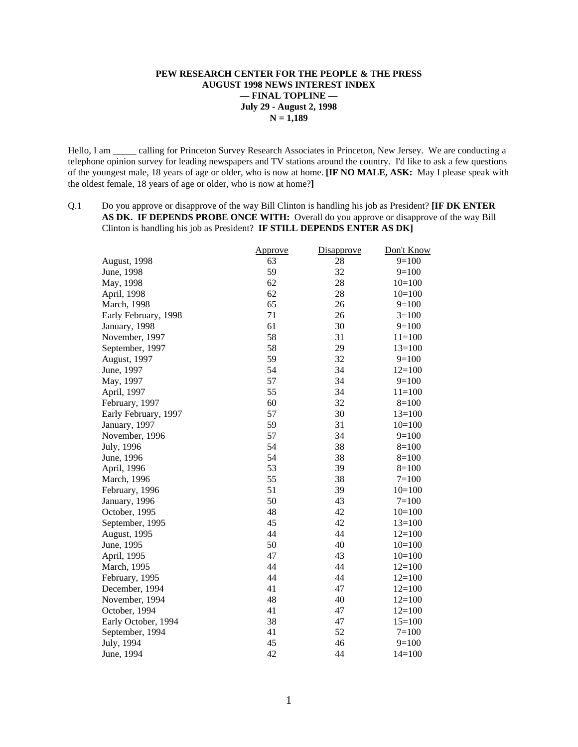**PEW RESEARCH CENTER FOR THE PEOPLE & THE PRESS**
**AUGUST 1998 NEWS INTEREST INDEX**
**— FINAL TOPLINE —**
**July 29 - August 2, 1998**
**N = 1,189**

Hello, I am _____ calling for Princeton Survey Research Associates in Princeton, New Jersey. We are conducting a telephone opinion survey for leading newspapers and TV stations around the country. I'd like to ask a few questions of the youngest male, 18 years of age or older, who is now at home. **[IF NO MALE, ASK:** May I please speak with the oldest female, 18 years of age or older, who is now at home?**]**

Q.1 Do you approve or disapprove of the way Bill Clinton is handling his job as President? **[IF DK ENTER AS DK. IF DEPENDS PROBE ONCE WITH:** Overall do you approve or disapprove of the way Bill Clinton is handling his job as President? **IF STILL DEPENDS ENTER AS DK]**

| | Approve | Disapprove | Don't Know |
|---|---|---|---|
| August, 1998 | 63 | 28 | 9=100 |
| June, 1998 | 59 | 32 | 9=100 |
| May, 1998 | 62 | 28 | 10=100 |
| April, 1998 | 62 | 28 | 10=100 |
| March, 1998 | 65 | 26 | 9=100 |
| Early February, 1998 | 71 | 26 | 3=100 |
| January, 1998 | 61 | 30 | 9=100 |
| November, 1997 | 58 | 31 | 11=100 |
| September, 1997 | 58 | 29 | 13=100 |
| August, 1997 | 59 | 32 | 9=100 |
| June, 1997 | 54 | 34 | 12=100 |
| May, 1997 | 57 | 34 | 9=100 |
| April, 1997 | 55 | 34 | 11=100 |
| February, 1997 | 60 | 32 | 8=100 |
| Early February, 1997 | 57 | 30 | 13=100 |
| January, 1997 | 59 | 31 | 10=100 |
| November, 1996 | 57 | 34 | 9=100 |
| July, 1996 | 54 | 38 | 8=100 |
| June, 1996 | 54 | 38 | 8=100 |
| April, 1996 | 53 | 39 | 8=100 |
| March, 1996 | 55 | 38 | 7=100 |
| February, 1996 | 51 | 39 | 10=100 |
| January, 1996 | 50 | 43 | 7=100 |
| October, 1995 | 48 | 42 | 10=100 |
| September, 1995 | 45 | 42 | 13=100 |
| August, 1995 | 44 | 44 | 12=100 |
| June, 1995 | 50 | 40 | 10=100 |
| April, 1995 | 47 | 43 | 10=100 |
| March, 1995 | 44 | 44 | 12=100 |
| February, 1995 | 44 | 44 | 12=100 |
| December, 1994 | 41 | 47 | 12=100 |
| November, 1994 | 48 | 40 | 12=100 |
| October, 1994 | 41 | 47 | 12=100 |
| Early October, 1994 | 38 | 47 | 15=100 |
| September, 1994 | 41 | 52 | 7=100 |
| July, 1994 | 45 | 46 | 9=100 |
| June, 1994 | 42 | 44 | 14=100 |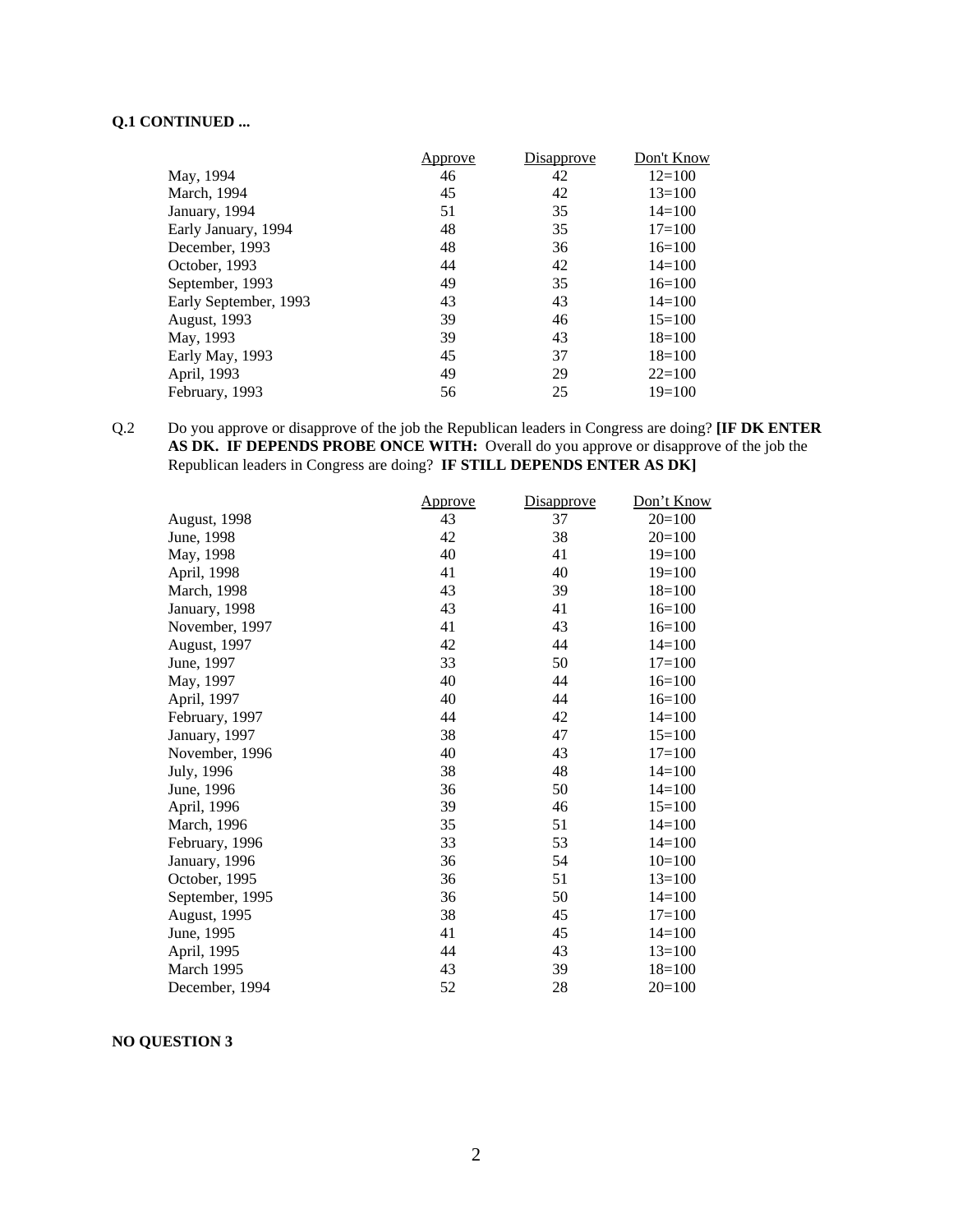**Q.1 CONTINUED ...**

| | Approve | Disapprove | Don't Know |
|---|---|---|---|
| May, 1994 | 46 | 42 | 12=100 |
| March, 1994 | 45 | 42 | 13=100 |
| January, 1994 | 51 | 35 | 14=100 |
| Early January, 1994 | 48 | 35 | 17=100 |
| December, 1993 | 48 | 36 | 16=100 |
| October, 1993 | 44 | 42 | 14=100 |
| September, 1993 | 49 | 35 | 16=100 |
| Early September, 1993 | 43 | 43 | 14=100 |
| August, 1993 | 39 | 46 | 15=100 |
| May, 1993 | 39 | 43 | 18=100 |
| Early May, 1993 | 45 | 37 | 18=100 |
| April, 1993 | 49 | 29 | 22=100 |
| February, 1993 | 56 | 25 | 19=100 |

Q.2 Do you approve or disapprove of the job the Republican leaders in Congress are doing? **[IF DK ENTER AS DK. IF DEPENDS PROBE ONCE WITH:** Overall do you approve or disapprove of the job the Republican leaders in Congress are doing? **IF STILL DEPENDS ENTER AS DK]**

| | Approve | Disapprove | Don't Know |
|---|---|---|---|
| August, 1998 | 43 | 37 | 20=100 |
| June, 1998 | 42 | 38 | 20=100 |
| May, 1998 | 40 | 41 | 19=100 |
| April, 1998 | 41 | 40 | 19=100 |
| March, 1998 | 43 | 39 | 18=100 |
| January, 1998 | 43 | 41 | 16=100 |
| November, 1997 | 41 | 43 | 16=100 |
| August, 1997 | 42 | 44 | 14=100 |
| June, 1997 | 33 | 50 | 17=100 |
| May, 1997 | 40 | 44 | 16=100 |
| April, 1997 | 40 | 44 | 16=100 |
| February, 1997 | 44 | 42 | 14=100 |
| January, 1997 | 38 | 47 | 15=100 |
| November, 1996 | 40 | 43 | 17=100 |
| July, 1996 | 38 | 48 | 14=100 |
| June, 1996 | 36 | 50 | 14=100 |
| April, 1996 | 39 | 46 | 15=100 |
| March, 1996 | 35 | 51 | 14=100 |
| February, 1996 | 33 | 53 | 14=100 |
| January, 1996 | 36 | 54 | 10=100 |
| October, 1995 | 36 | 51 | 13=100 |
| September, 1995 | 36 | 50 | 14=100 |
| August, 1995 | 38 | 45 | 17=100 |
| June, 1995 | 41 | 45 | 14=100 |
| April, 1995 | 44 | 43 | 13=100 |
| March 1995 | 43 | 39 | 18=100 |
| December, 1994 | 52 | 28 | 20=100 |

**NO QUESTION 3**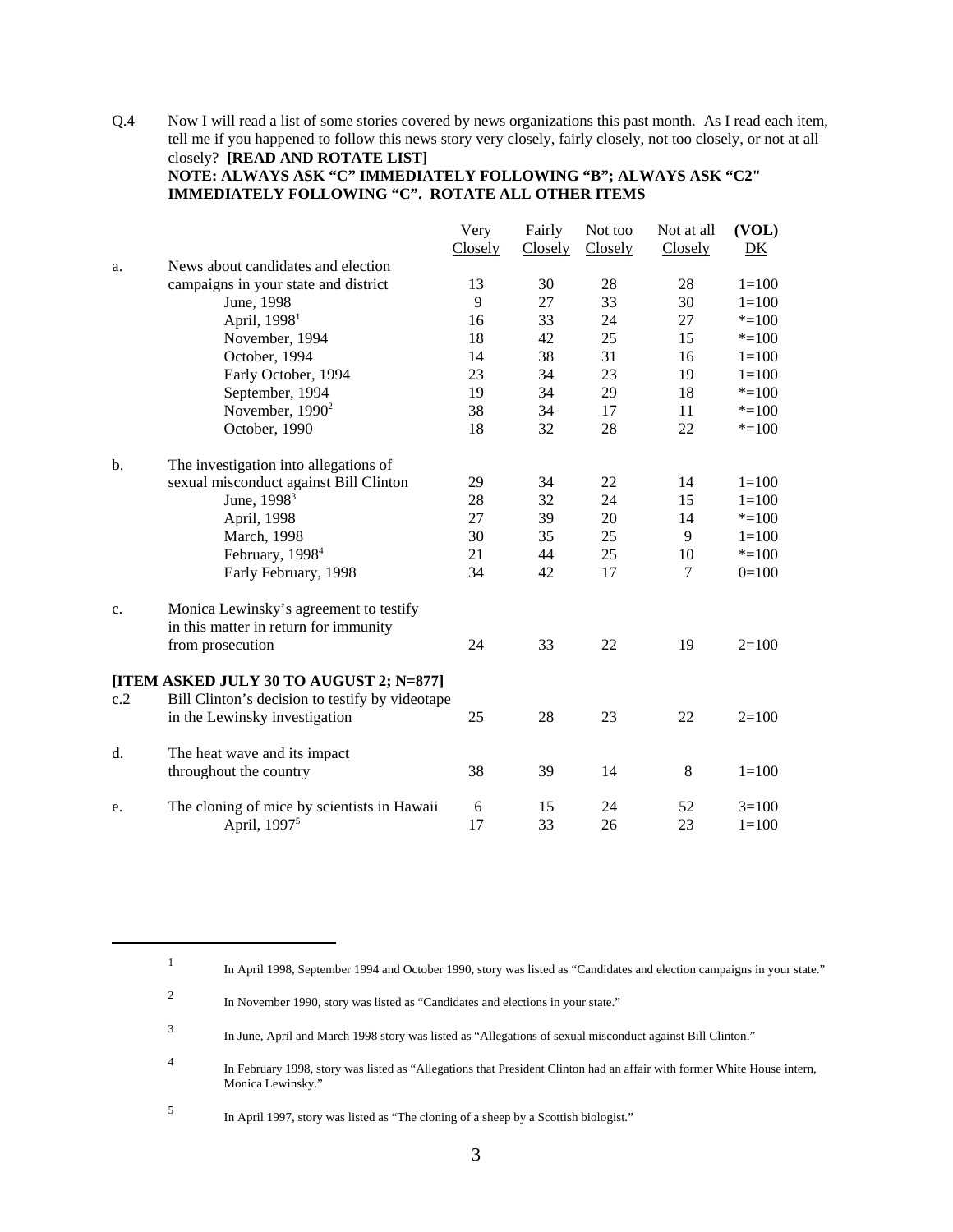Q.4 Now I will read a list of some stories covered by news organizations this past month. As I read each item, tell me if you happened to follow this news story very closely, fairly closely, not too closely, or not at all closely? **[READ AND ROTATE LIST]**
**NOTE: ALWAYS ASK "C" IMMEDIATELY FOLLOWING "B"; ALWAYS ASK "C2" IMMEDIATELY FOLLOWING "C". ROTATE ALL OTHER ITEMS**

| | | Very Closely | Fairly Closely | Not too Closely | Not at all Closely | (VOL) DK |
|---|---|---|---|---|---|---|
| a. | News about candidates and election campaigns in your state and district | 13 | 30 | 28 | 28 | 1=100 |
| | June, 1998 | 9 | 27 | 33 | 30 | 1=100 |
| | April, 1998[1] | 16 | 33 | 24 | 27 | *=100 |
| | November, 1994 | 18 | 42 | 25 | 15 | *=100 |
| | October, 1994 | 14 | 38 | 31 | 16 | 1=100 |
| | Early October, 1994 | 23 | 34 | 23 | 19 | 1=100 |
| | September, 1994 | 19 | 34 | 29 | 18 | *=100 |
| | November, 1990[2] | 38 | 34 | 17 | 11 | *=100 |
| | October, 1990 | 18 | 32 | 28 | 22 | *=100 |
| b. | The investigation into allegations of sexual misconduct against Bill Clinton | 29 | 34 | 22 | 14 | 1=100 |
| | June, 1998[3] | 28 | 32 | 24 | 15 | 1=100 |
| | April, 1998 | 27 | 39 | 20 | 14 | *=100 |
| | March, 1998 | 30 | 35 | 25 | 9 | 1=100 |
| | February, 1998[4] | 21 | 44 | 25 | 10 | *=100 |
| | Early February, 1998 | 34 | 42 | 17 | 7 | 0=100 |
| c. | Monica Lewinsky's agreement to testify in this matter in return for immunity from prosecution | 24 | 33 | 22 | 19 | 2=100 |
| | **[ITEM ASKED JULY 30 TO AUGUST 2; N=877]** | | | | | |
| c.2 | Bill Clinton's decision to testify by videotape in the Lewinsky investigation | 25 | 28 | 23 | 22 | 2=100 |
| d. | The heat wave and its impact throughout the country | 38 | 39 | 14 | 8 | 1=100 |
| e. | The cloning of mice by scientists in Hawaii | 6 | 15 | 24 | 52 | 3=100 |
| | April, 1997[5] | 17 | 33 | 26 | 23 | 1=100 |

---

[1] In April 1998, September 1994 and October 1990, story was listed as "Candidates and election campaigns in your state."

[2] In November 1990, story was listed as "Candidates and elections in your state."

[3] In June, April and March 1998 story was listed as "Allegations of sexual misconduct against Bill Clinton."

[4] In February 1998, story was listed as "Allegations that President Clinton had an affair with former White House intern, Monica Lewinsky."

[5] In April 1997, story was listed as "The cloning of a sheep by a Scottish biologist."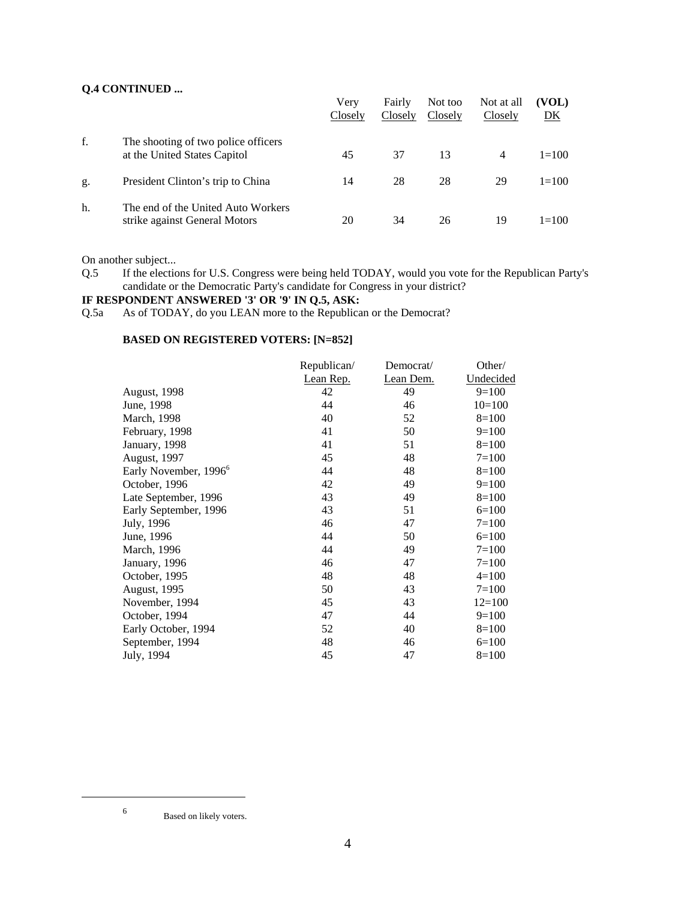**Q.4 CONTINUED ...**

| | | Very Closely | Fairly Closely | Not too Closely | Not at all Closely | (VOL) DK |
|---|---|---|---|---|---|---|
| f. | The shooting of two police officers at the United States Capitol | 45 | 37 | 13 | 4 | 1=100 |
| g. | President Clinton's trip to China | 14 | 28 | 28 | 29 | 1=100 |
| h. | The end of the United Auto Workers strike against General Motors | 20 | 34 | 26 | 19 | 1=100 |

On another subject...

Q.5 If the elections for U.S. Congress were being held TODAY, would you vote for the Republican Party's candidate or the Democratic Party's candidate for Congress in your district?

**IF RESPONDENT ANSWERED '3' OR '9' IN Q.5, ASK:**

Q.5a As of TODAY, do you LEAN more to the Republican or the Democrat?

**BASED ON REGISTERED VOTERS: [N=852]**

| | Republican/ Lean Rep. | Democrat/ Lean Dem. | Other/ Undecided |
|---|---|---|---|
| August, 1998 | 42 | 49 | 9=100 |
| June, 1998 | 44 | 46 | 10=100 |
| March, 1998 | 40 | 52 | 8=100 |
| February, 1998 | 41 | 50 | 9=100 |
| January, 1998 | 41 | 51 | 8=100 |
| August, 1997 | 45 | 48 | 7=100 |
| Early November, 1996[6] | 44 | 48 | 8=100 |
| October, 1996 | 42 | 49 | 9=100 |
| Late September, 1996 | 43 | 49 | 8=100 |
| Early September, 1996 | 43 | 51 | 6=100 |
| July, 1996 | 46 | 47 | 7=100 |
| June, 1996 | 44 | 50 | 6=100 |
| March, 1996 | 44 | 49 | 7=100 |
| January, 1996 | 46 | 47 | 7=100 |
| October, 1995 | 48 | 48 | 4=100 |
| August, 1995 | 50 | 43 | 7=100 |
| November, 1994 | 45 | 43 | 12=100 |
| October, 1994 | 47 | 44 | 9=100 |
| Early October, 1994 | 52 | 40 | 8=100 |
| September, 1994 | 48 | 46 | 6=100 |
| July, 1994 | 45 | 47 | 8=100 |

[6] Based on likely voters.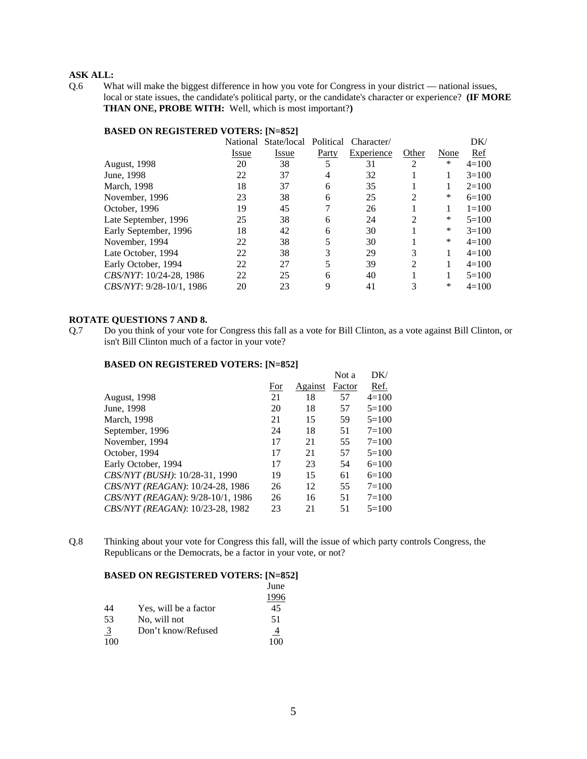**ASK ALL:**

Q.6 What will make the biggest difference in how you vote for Congress in your district — national issues, local or state issues, the candidate's political party, or the candidate's character or experience? **(IF MORE THAN ONE, PROBE WITH:** Well, which is most important?**)**

**BASED ON REGISTERED VOTERS: [N=852]**

| | National Issue | State/local Issue | Political Party | Character/ Experience | Other | None | DK/ Ref |
|---|---|---|---|---|---|---|---|
| August, 1998 | 20 | 38 | 5 | 31 | 2 | * | 4=100 |
| June, 1998 | 22 | 37 | 4 | 32 | 1 | 1 | 3=100 |
| March, 1998 | 18 | 37 | 6 | 35 | 1 | 1 | 2=100 |
| November, 1996 | 23 | 38 | 6 | 25 | 2 | * | 6=100 |
| October, 1996 | 19 | 45 | 7 | 26 | 1 | 1 | 1=100 |
| Late September, 1996 | 25 | 38 | 6 | 24 | 2 | * | 5=100 |
| Early September, 1996 | 18 | 42 | 6 | 30 | 1 | * | 3=100 |
| November, 1994 | 22 | 38 | 5 | 30 | 1 | * | 4=100 |
| Late October, 1994 | 22 | 38 | 3 | 29 | 3 | 1 | 4=100 |
| Early October, 1994 | 22 | 27 | 5 | 39 | 2 | 1 | 4=100 |
| *CBS/NYT*: 10/24-28, 1986 | 22 | 25 | 6 | 40 | 1 | 1 | 5=100 |
| *CBS/NYT*: 9/28-10/1, 1986 | 20 | 23 | 9 | 41 | 3 | * | 4=100 |

**ROTATE QUESTIONS 7 AND 8.**

Q.7 Do you think of your vote for Congress this fall as a vote for Bill Clinton, as a vote against Bill Clinton, or isn't Bill Clinton much of a factor in your vote?

**BASED ON REGISTERED VOTERS: [N=852]**

| | For | Against | Not a Factor | DK/ Ref. |
|---|---|---|---|---|
| August, 1998 | 21 | 18 | 57 | 4=100 |
| June, 1998 | 20 | 18 | 57 | 5=100 |
| March, 1998 | 21 | 15 | 59 | 5=100 |
| September, 1996 | 24 | 18 | 51 | 7=100 |
| November, 1994 | 17 | 21 | 55 | 7=100 |
| October, 1994 | 17 | 21 | 57 | 5=100 |
| Early October, 1994 | 17 | 23 | 54 | 6=100 |
| *CBS/NYT (BUSH)*: 10/28-31, 1990 | 19 | 15 | 61 | 6=100 |
| *CBS/NYT (REAGAN)*: 10/24-28, 1986 | 26 | 12 | 55 | 7=100 |
| *CBS/NYT (REAGAN)*: 9/28-10/1, 1986 | 26 | 16 | 51 | 7=100 |
| *CBS/NYT (REAGAN)*: 10/23-28, 1982 | 23 | 21 | 51 | 5=100 |

Q.8 Thinking about your vote for Congress this fall, will the issue of which party controls Congress, the Republicans or the Democrats, be a factor in your vote, or not?

**BASED ON REGISTERED VOTERS: [N=852]**

| | | June 1996 |
|---|---|---|
| 44 | Yes, will be a factor | 45 |
| 53 | No, will not | 51 |
| 3 | Don't know/Refused | 4 |
| 100 | | 100 |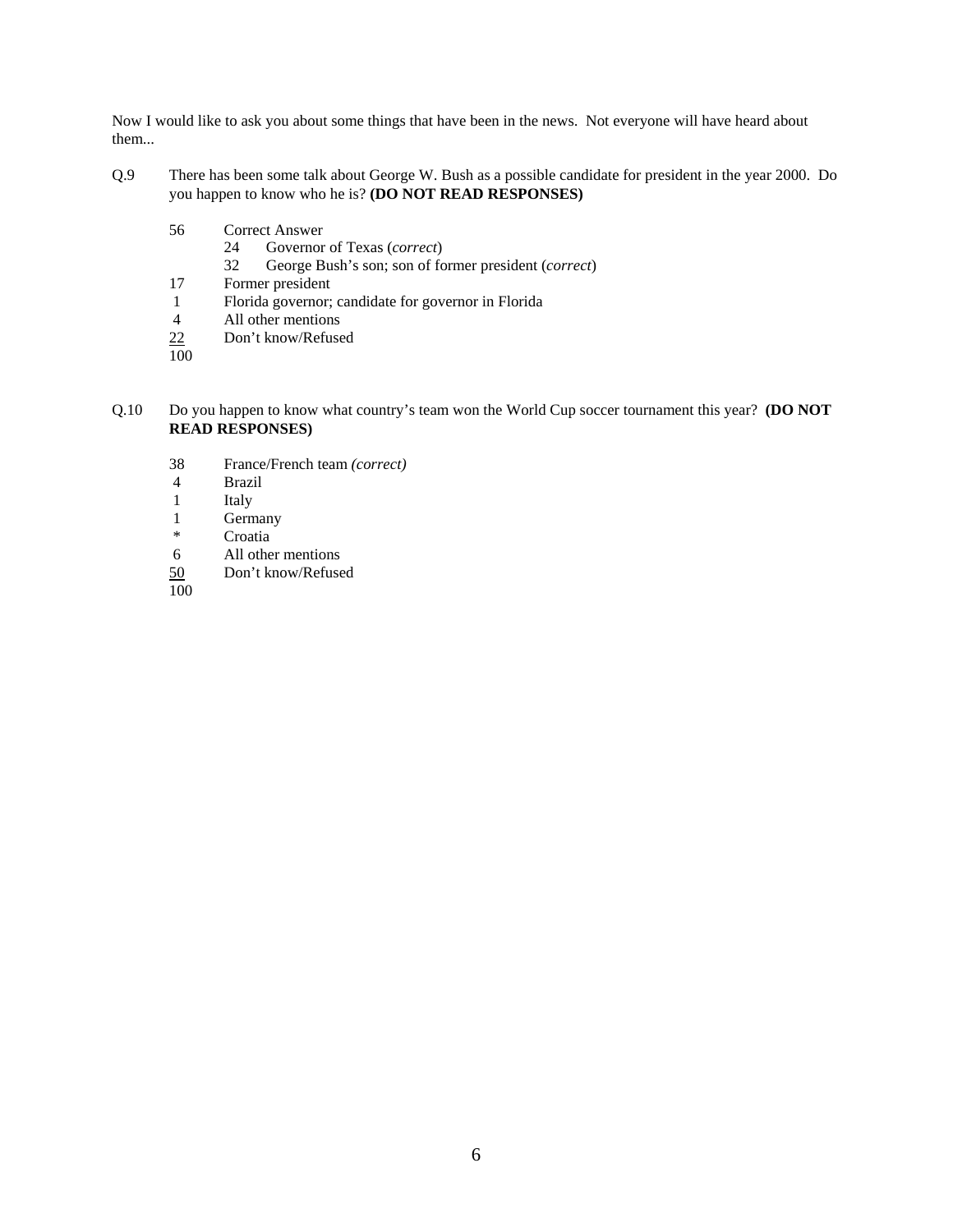Now I would like to ask you about some things that have been in the news. Not everyone will have heard about them...

Q.9 There has been some talk about George W. Bush as a possible candidate for president in the year 2000. Do you happen to know who he is? **(DO NOT READ RESPONSES)**

56 Correct Answer
  24 Governor of Texas (*correct*)
  32 George Bush's son; son of former president (*correct*)
17 Former president
1 Florida governor; candidate for governor in Florida
4 All other mentions
22 Don't know/Refused
100

Q.10 Do you happen to know what country's team won the World Cup soccer tournament this year? **(DO NOT READ RESPONSES)**

38 France/French team *(correct)*
4 Brazil
1 Italy
1 Germany
* Croatia
6 All other mentions
50 Don't know/Refused
100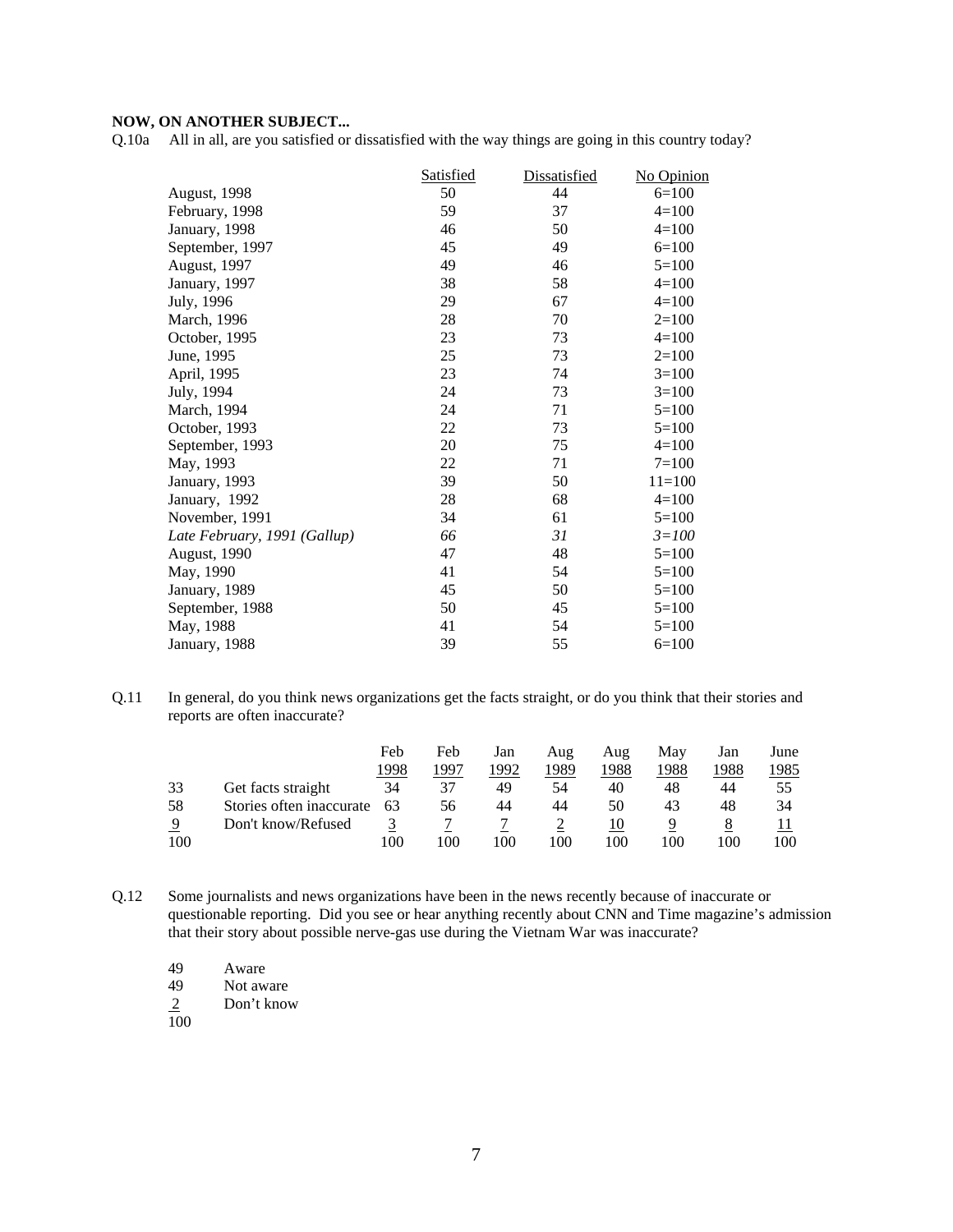**NOW, ON ANOTHER SUBJECT...**

Q.10a All in all, are you satisfied or dissatisfied with the way things are going in this country today?

| | Satisfied | Dissatisfied | No Opinion |
|---|---|---|---|
| August, 1998 | 50 | 44 | 6=100 |
| February, 1998 | 59 | 37 | 4=100 |
| January, 1998 | 46 | 50 | 4=100 |
| September, 1997 | 45 | 49 | 6=100 |
| August, 1997 | 49 | 46 | 5=100 |
| January, 1997 | 38 | 58 | 4=100 |
| July, 1996 | 29 | 67 | 4=100 |
| March, 1996 | 28 | 70 | 2=100 |
| October, 1995 | 23 | 73 | 4=100 |
| June, 1995 | 25 | 73 | 2=100 |
| April, 1995 | 23 | 74 | 3=100 |
| July, 1994 | 24 | 73 | 3=100 |
| March, 1994 | 24 | 71 | 5=100 |
| October, 1993 | 22 | 73 | 5=100 |
| September, 1993 | 20 | 75 | 4=100 |
| May, 1993 | 22 | 71 | 7=100 |
| January, 1993 | 39 | 50 | 11=100 |
| January, 1992 | 28 | 68 | 4=100 |
| November, 1991 | 34 | 61 | 5=100 |
| *Late February, 1991 (Gallup)* | *66* | *31* | *3=100* |
| August, 1990 | 47 | 48 | 5=100 |
| May, 1990 | 41 | 54 | 5=100 |
| January, 1989 | 45 | 50 | 5=100 |
| September, 1988 | 50 | 45 | 5=100 |
| May, 1988 | 41 | 54 | 5=100 |
| January, 1988 | 39 | 55 | 6=100 |

Q.11 In general, do you think news organizations get the facts straight, or do you think that their stories and reports are often inaccurate?

| | | Feb 1998 | Feb 1997 | Jan 1992 | Aug 1989 | Aug 1988 | May 1988 | Jan 1988 | June 1985 |
|---|---|---|---|---|---|---|---|---|---|
| 33 | Get facts straight | 34 | 37 | 49 | 54 | 40 | 48 | 44 | 55 |
| 58 | Stories often inaccurate | 63 | 56 | 44 | 44 | 50 | 43 | 48 | 34 |
| 9 | Don't know/Refused | 3 | 7 | 7 | 2 | 10 | 9 | 8 | 11 |
| 100 | | 100 | 100 | 100 | 100 | 100 | 100 | 100 | 100 |

Q.12 Some journalists and news organizations have been in the news recently because of inaccurate or questionable reporting. Did you see or hear anything recently about CNN and Time magazine's admission that their story about possible nerve-gas use during the Vietnam War was inaccurate?

| | |
|---|---|
| 49 | Aware |
| 49 | Not aware |
| 2 | Don't know |
| 100 | |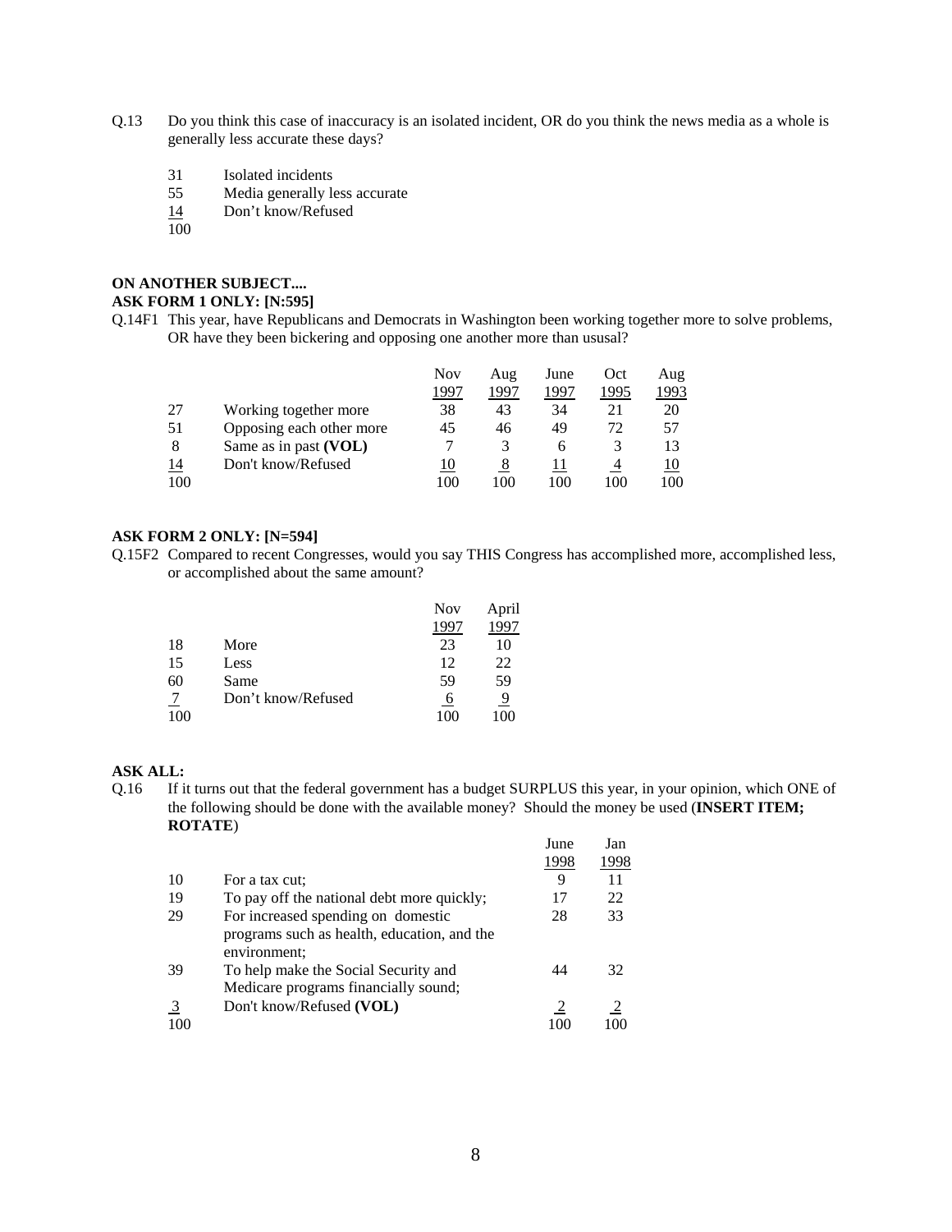Q.13 Do you think this case of inaccuracy is an isolated incident, OR do you think the news media as a whole is generally less accurate these days?

| | |
|---|---|
| 31 | Isolated incidents |
| 55 | Media generally less accurate |
| 14 | Don't know/Refused |
| 100 | |

**ON ANOTHER SUBJECT....**

**ASK FORM 1 ONLY: [N:595]**

Q.14F1 This year, have Republicans and Democrats in Washington been working together more to solve problems, OR have they been bickering and opposing one another more than ususal?

| | | Nov 1997 | Aug 1997 | June 1997 | Oct 1995 | Aug 1993 |
|---|---|---|---|---|---|---|
| 27 | Working together more | 38 | 43 | 34 | 21 | 20 |
| 51 | Opposing each other more | 45 | 46 | 49 | 72 | 57 |
| 8 | Same as in past **(VOL)** | 7 | 3 | 6 | 3 | 13 |
| 14 | Don't know/Refused | 10 | 8 | 11 | 4 | 10 |
| 100 | | 100 | 100 | 100 | 100 | 100 |

**ASK FORM 2 ONLY: [N=594]**

Q.15F2 Compared to recent Congresses, would you say THIS Congress has accomplished more, accomplished less, or accomplished about the same amount?

| | | Nov 1997 | April 1997 |
|---|---|---|---|
| 18 | More | 23 | 10 |
| 15 | Less | 12 | 22 |
| 60 | Same | 59 | 59 |
| 7 | Don't know/Refused | 6 | 9 |
| 100 | | 100 | 100 |

**ASK ALL:**

Q.16 If it turns out that the federal government has a budget SURPLUS this year, in your opinion, which ONE of the following should be done with the available money? Should the money be used (**INSERT ITEM; ROTATE**)

| | | June 1998 | Jan 1998 |
|---|---|---|---|
| 10 | For a tax cut; | 9 | 11 |
| 19 | To pay off the national debt more quickly; | 17 | 22 |
| 29 | For increased spending on domestic programs such as health, education, and the environment; | 28 | 33 |
| 39 | To help make the Social Security and Medicare programs financially sound; | 44 | 32 |
| 3 | Don't know/Refused **(VOL)** | 2 | 2 |
| 100 | | 100 | 100 |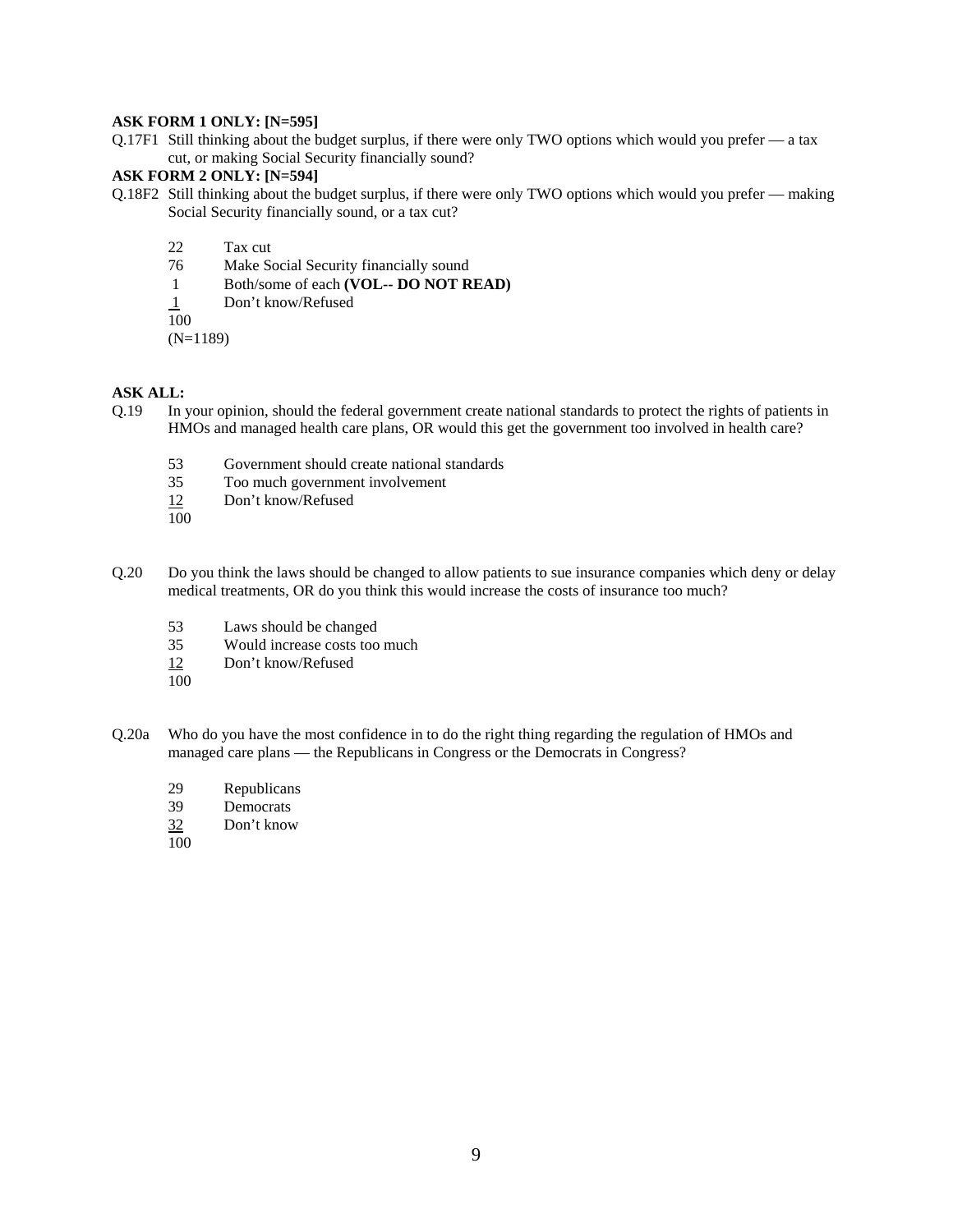**ASK FORM 1 ONLY: [N=595]**

Q.17F1 Still thinking about the budget surplus, if there were only TWO options which would you prefer — a tax cut, or making Social Security financially sound?

**ASK FORM 2 ONLY: [N=594]**

Q.18F2 Still thinking about the budget surplus, if there were only TWO options which would you prefer — making Social Security financially sound, or a tax cut?

22 Tax cut
76 Make Social Security financially sound
1 Both/some of each **(VOL-- DO NOT READ)**
1 Don't know/Refused
100
(N=1189)

**ASK ALL:**

Q.19 In your opinion, should the federal government create national standards to protect the rights of patients in HMOs and managed health care plans, OR would this get the government too involved in health care?

53 Government should create national standards
35 Too much government involvement
12 Don't know/Refused
100

Q.20 Do you think the laws should be changed to allow patients to sue insurance companies which deny or delay medical treatments, OR do you think this would increase the costs of insurance too much?

53 Laws should be changed
35 Would increase costs too much
12 Don't know/Refused
100

Q.20a Who do you have the most confidence in to do the right thing regarding the regulation of HMOs and managed care plans — the Republicans in Congress or the Democrats in Congress?

29 Republicans
39 Democrats
32 Don't know
100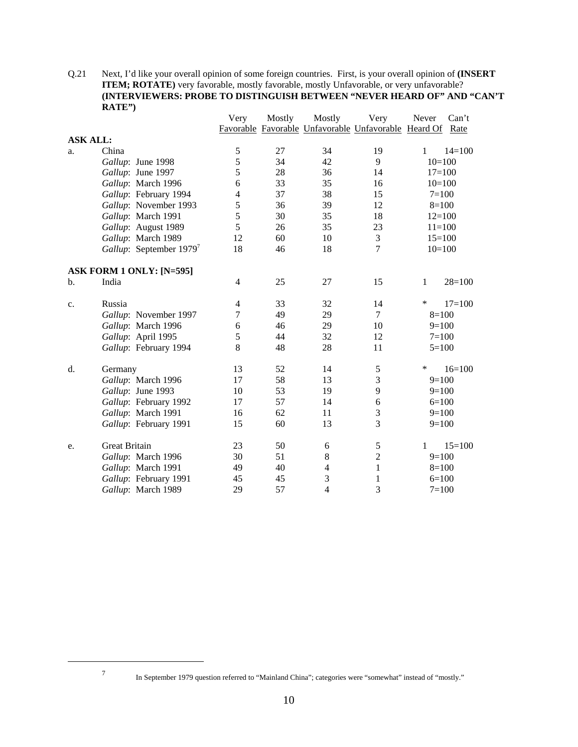Q.21 Next, I'd like your overall opinion of some foreign countries. First, is your overall opinion of **(INSERT ITEM; ROTATE)** very favorable, mostly favorable, mostly Unfavorable, or very unfavorable? **(INTERVIEWERS: PROBE TO DISTINGUISH BETWEEN "NEVER HEARD OF" AND "CAN'T RATE")**

| | | Very Favorable | Mostly Favorable | Mostly Unfavorable | Very Unfavorable | Never Heard Of | Can't Rate |
|---|---|---|---|---|---|---|---|
| **ASK ALL:** | | | | | | | |
| a. | China | 5 | 27 | 34 | 19 | 1 | 14=100 |
| | *Gallup*: June 1998 | 5 | 34 | 42 | 9 | | 10=100 |
| | *Gallup*: June 1997 | 5 | 28 | 36 | 14 | | 17=100 |
| | *Gallup*: March 1996 | 6 | 33 | 35 | 16 | | 10=100 |
| | *Gallup*: February 1994 | 4 | 37 | 38 | 15 | | 7=100 |
| | *Gallup*: November 1993 | 5 | 36 | 39 | 12 | | 8=100 |
| | *Gallup*: March 1991 | 5 | 30 | 35 | 18 | | 12=100 |
| | *Gallup*: August 1989 | 5 | 26 | 35 | 23 | | 11=100 |
| | *Gallup*: March 1989 | 12 | 60 | 10 | 3 | | 15=100 |
| | *Gallup*: September 1979[7] | 18 | 46 | 18 | 7 | | 10=100 |
| **ASK FORM 1 ONLY: [N=595]** | | | | | | | |
| b. | India | 4 | 25 | 27 | 15 | 1 | 28=100 |
| c. | Russia | 4 | 33 | 32 | 14 | * | 17=100 |
| | *Gallup*: November 1997 | 7 | 49 | 29 | 7 | | 8=100 |
| | *Gallup*: March 1996 | 6 | 46 | 29 | 10 | | 9=100 |
| | *Gallup*: April 1995 | 5 | 44 | 32 | 12 | | 7=100 |
| | *Gallup*: February 1994 | 8 | 48 | 28 | 11 | | 5=100 |
| d. | Germany | 13 | 52 | 14 | 5 | * | 16=100 |
| | *Gallup*: March 1996 | 17 | 58 | 13 | 3 | | 9=100 |
| | *Gallup*: June 1993 | 10 | 53 | 19 | 9 | | 9=100 |
| | *Gallup*: February 1992 | 17 | 57 | 14 | 6 | | 6=100 |
| | *Gallup*: March 1991 | 16 | 62 | 11 | 3 | | 9=100 |
| | *Gallup*: February 1991 | 15 | 60 | 13 | 3 | | 9=100 |
| e. | Great Britain | 23 | 50 | 6 | 5 | 1 | 15=100 |
| | *Gallup*: March 1996 | 30 | 51 | 8 | 2 | | 9=100 |
| | *Gallup*: March 1991 | 49 | 40 | 4 | 1 | | 8=100 |
| | *Gallup*: February 1991 | 45 | 45 | 3 | 1 | | 6=100 |
| | *Gallup*: March 1989 | 29 | 57 | 4 | 3 | | 7=100 |

[7] In September 1979 question referred to "Mainland China"; categories were "somewhat" instead of "mostly."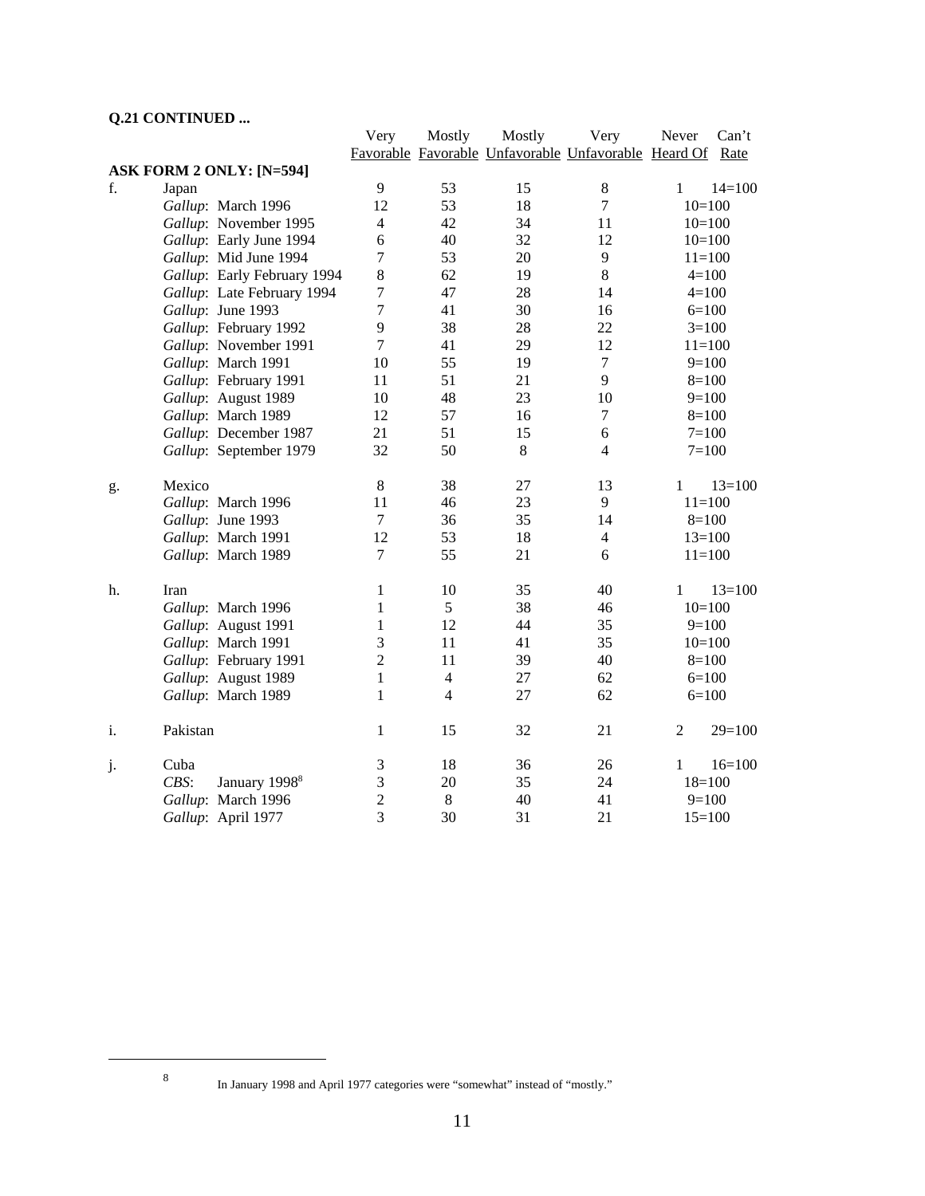**Q.21 CONTINUED ...**

| | | Very Favorable | Mostly Favorable | Mostly Unfavorable | Very Unfavorable | Never Heard Of | Can't Rate |
|---|---|---|---|---|---|---|---|
| **ASK FORM 2 ONLY: [N=594]** | | | | | | | |
| f. | Japan | 9 | 53 | 15 | 8 | 1 | 14=100 |
| | *Gallup*: March 1996 | 12 | 53 | 18 | 7 | | 10=100 |
| | *Gallup*: November 1995 | 4 | 42 | 34 | 11 | | 10=100 |
| | *Gallup*: Early June 1994 | 6 | 40 | 32 | 12 | | 10=100 |
| | *Gallup*: Mid June 1994 | 7 | 53 | 20 | 9 | | 11=100 |
| | *Gallup*: Early February 1994 | 8 | 62 | 19 | 8 | | 4=100 |
| | *Gallup*: Late February 1994 | 7 | 47 | 28 | 14 | | 4=100 |
| | *Gallup*: June 1993 | 7 | 41 | 30 | 16 | | 6=100 |
| | *Gallup*: February 1992 | 9 | 38 | 28 | 22 | | 3=100 |
| | *Gallup*: November 1991 | 7 | 41 | 29 | 12 | | 11=100 |
| | *Gallup*: March 1991 | 10 | 55 | 19 | 7 | | 9=100 |
| | *Gallup*: February 1991 | 11 | 51 | 21 | 9 | | 8=100 |
| | *Gallup*: August 1989 | 10 | 48 | 23 | 10 | | 9=100 |
| | *Gallup*: March 1989 | 12 | 57 | 16 | 7 | | 8=100 |
| | *Gallup*: December 1987 | 21 | 51 | 15 | 6 | | 7=100 |
| | *Gallup*: September 1979 | 32 | 50 | 8 | 4 | | 7=100 |
| g. | Mexico | 8 | 38 | 27 | 13 | 1 | 13=100 |
| | *Gallup*: March 1996 | 11 | 46 | 23 | 9 | | 11=100 |
| | *Gallup*: June 1993 | 7 | 36 | 35 | 14 | | 8=100 |
| | *Gallup*: March 1991 | 12 | 53 | 18 | 4 | | 13=100 |
| | *Gallup*: March 1989 | 7 | 55 | 21 | 6 | | 11=100 |
| h. | Iran | 1 | 10 | 35 | 40 | 1 | 13=100 |
| | *Gallup*: March 1996 | 1 | 5 | 38 | 46 | | 10=100 |
| | *Gallup*: August 1991 | 1 | 12 | 44 | 35 | | 9=100 |
| | *Gallup*: March 1991 | 3 | 11 | 41 | 35 | | 10=100 |
| | *Gallup*: February 1991 | 2 | 11 | 39 | 40 | | 8=100 |
| | *Gallup*: August 1989 | 1 | 4 | 27 | 62 | | 6=100 |
| | *Gallup*: March 1989 | 1 | 4 | 27 | 62 | | 6=100 |
| i. | Pakistan | 1 | 15 | 32 | 21 | 2 | 29=100 |
| j. | Cuba | 3 | 18 | 36 | 26 | 1 | 16=100 |
| | *CBS*: January 1998[8] | 3 | 20 | 35 | 24 | | 18=100 |
| | *Gallup*: March 1996 | 2 | 8 | 40 | 41 | | 9=100 |
| | *Gallup*: April 1977 | 3 | 30 | 31 | 21 | | 15=100 |

[8] In January 1998 and April 1977 categories were "somewhat" instead of "mostly."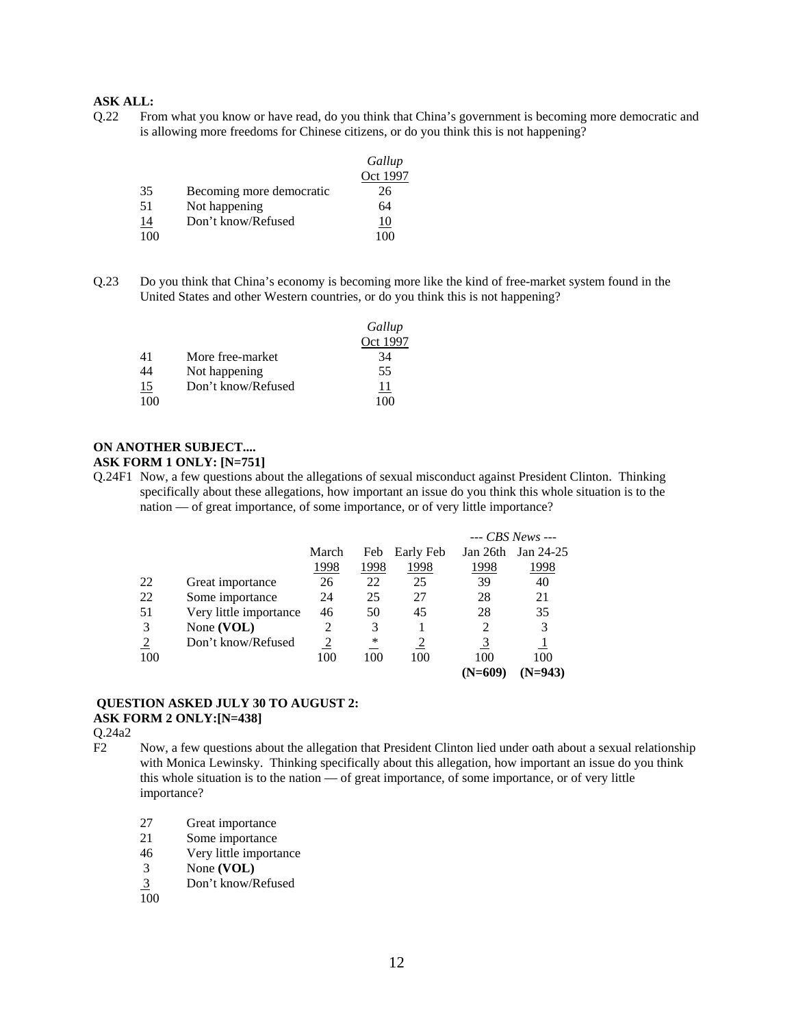**ASK ALL:**

Q.22 From what you know or have read, do you think that China's government is becoming more democratic and is allowing more freedoms for Chinese citizens, or do you think this is not happening?

| | | *Gallup* Oct 1997 |
|---|---|---|
| 35 | Becoming more democratic | 26 |
| 51 | Not happening | 64 |
| 14 | Don't know/Refused | 10 |
| 100 | | 100 |

Q.23 Do you think that China's economy is becoming more like the kind of free-market system found in the United States and other Western countries, or do you think this is not happening?

| | | *Gallup* Oct 1997 |
|---|---|---|
| 41 | More free-market | 34 |
| 44 | Not happening | 55 |
| 15 | Don't know/Refused | 11 |
| 100 | | 100 |

**ON ANOTHER SUBJECT....**

**ASK FORM 1 ONLY: [N=751]**

Q.24F1 Now, a few questions about the allegations of sexual misconduct against President Clinton. Thinking specifically about these allegations, how important an issue do you think this whole situation is to the nation — of great importance, of some importance, or of very little importance?

| | | | | | *--- CBS News ---* | |
|---|---|---|---|---|---|---|
| | | March 1998 | Feb 1998 | Early Feb 1998 | Jan 26th 1998 | Jan 24-25 1998 |
| 22 | Great importance | 26 | 22 | 25 | 39 | 40 |
| 22 | Some importance | 24 | 25 | 27 | 28 | 21 |
| 51 | Very little importance | 46 | 50 | 45 | 28 | 35 |
| 3 | None **(VOL)** | 2 | 3 | 1 | 2 | 3 |
| 2 | Don't know/Refused | 2 | * | 2 | 3 | 1 |
| 100 | | 100 | 100 | 100 | 100 | 100 |
| | | | | | **(N=609)** | **(N=943)** |

**QUESTION ASKED JULY 30 TO AUGUST 2:**

**ASK FORM 2 ONLY:[N=438]**

Q.24a2 F2 Now, a few questions about the allegation that President Clinton lied under oath about a sexual relationship with Monica Lewinsky. Thinking specifically about this allegation, how important an issue do you think this whole situation is to the nation — of great importance, of some importance, or of very little importance?

| | |
|---|---|
| 27 | Great importance |
| 21 | Some importance |
| 46 | Very little importance |
| 3 | None **(VOL)** |
| 3 | Don't know/Refused |
| 100 | |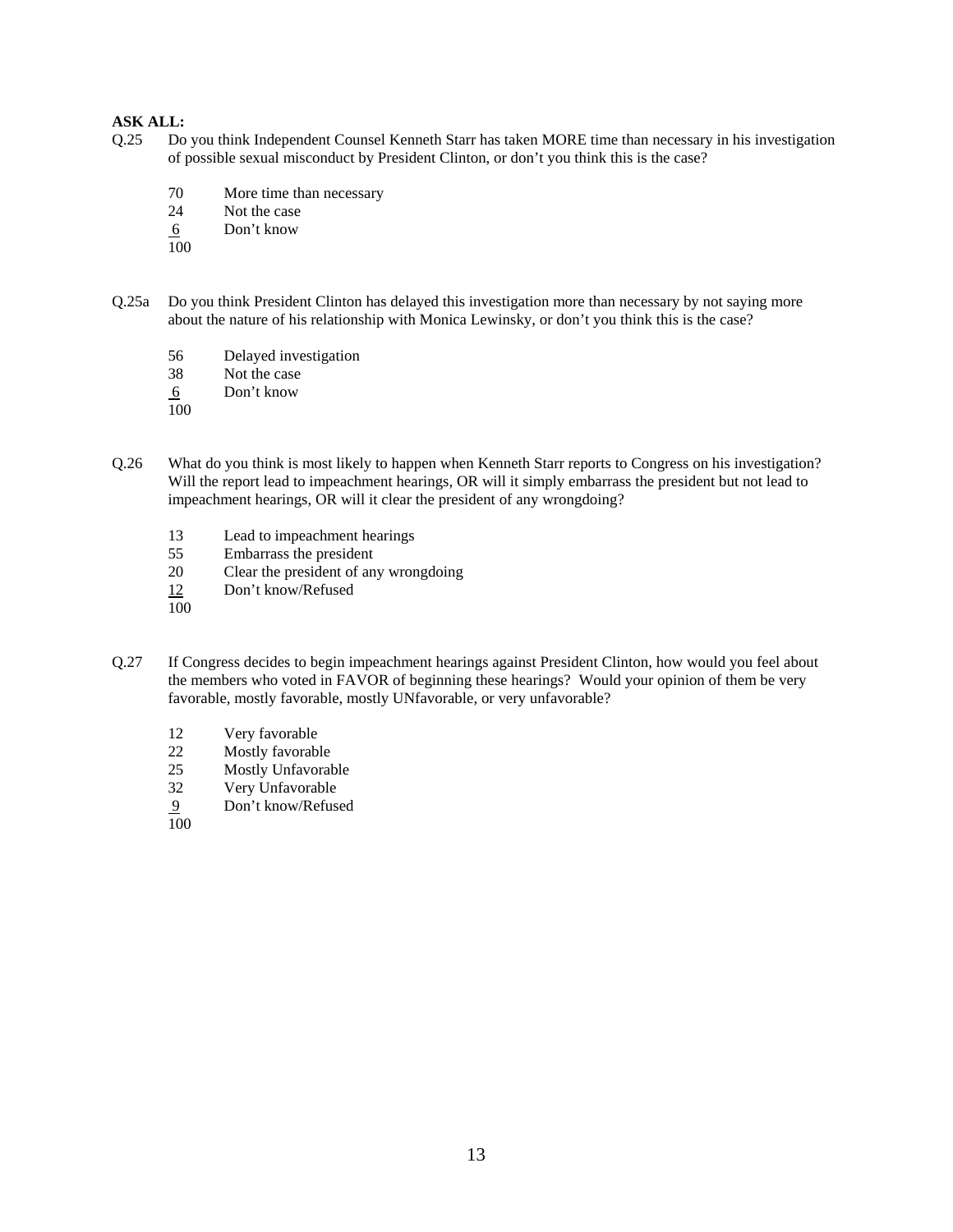**ASK ALL:**

Q.25 Do you think Independent Counsel Kenneth Starr has taken MORE time than necessary in his investigation of possible sexual misconduct by President Clinton, or don't you think this is the case?

70 More time than necessary
24 Not the case
6 Don't know
100

Q.25a Do you think President Clinton has delayed this investigation more than necessary by not saying more about the nature of his relationship with Monica Lewinsky, or don't you think this is the case?

56 Delayed investigation
38 Not the case
6 Don't know
100

Q.26 What do you think is most likely to happen when Kenneth Starr reports to Congress on his investigation? Will the report lead to impeachment hearings, OR will it simply embarrass the president but not lead to impeachment hearings, OR will it clear the president of any wrongdoing?

13 Lead to impeachment hearings
55 Embarrass the president
20 Clear the president of any wrongdoing
12 Don't know/Refused
100

Q.27 If Congress decides to begin impeachment hearings against President Clinton, how would you feel about the members who voted in FAVOR of beginning these hearings? Would your opinion of them be very favorable, mostly favorable, mostly UNfavorable, or very unfavorable?

12 Very favorable
22 Mostly favorable
25 Mostly Unfavorable
32 Very Unfavorable
9 Don't know/Refused
100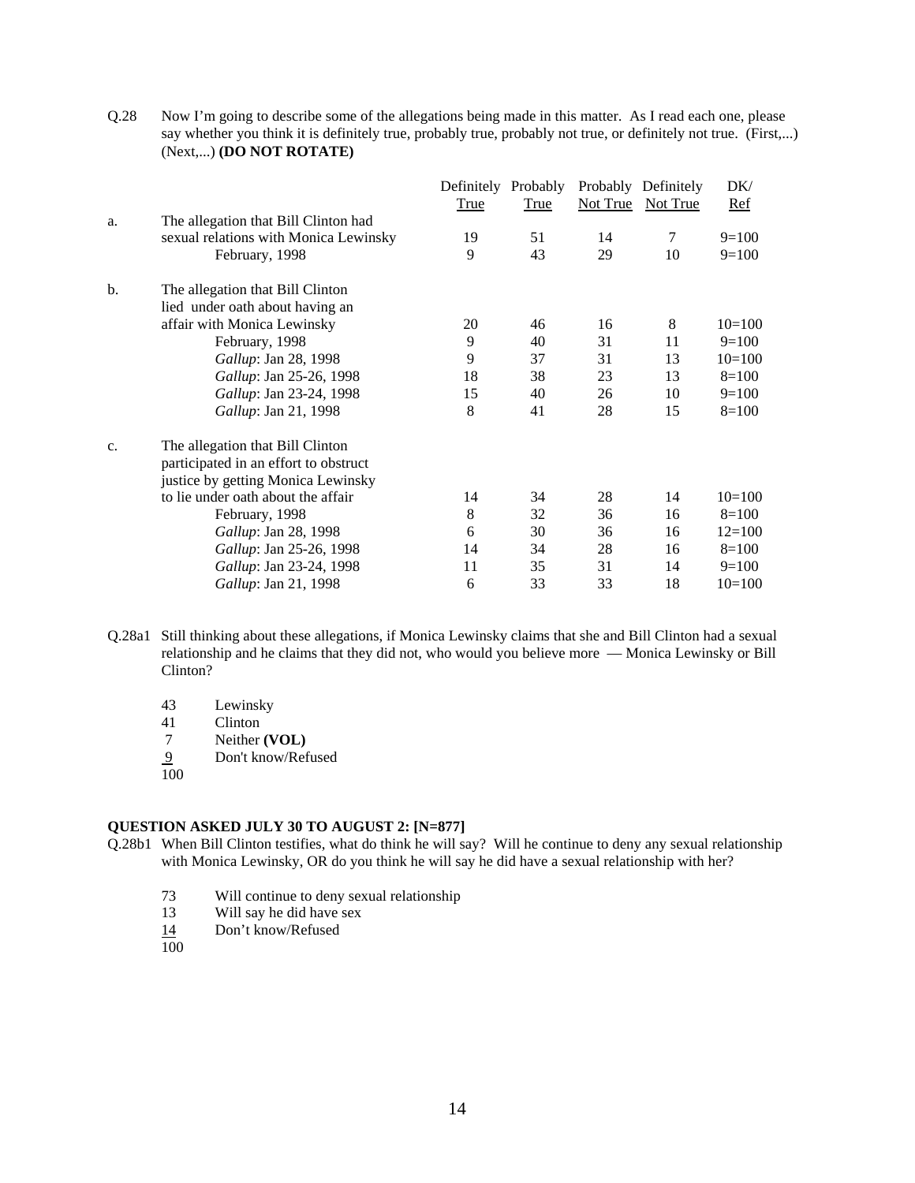Q.28 Now I'm going to describe some of the allegations being made in this matter. As I read each one, please say whether you think it is definitely true, probably true, probably not true, or definitely not true. (First,...) (Next,...) **(DO NOT ROTATE)**

| | | Definitely True | Probably True | Probably Not True | Definitely Not True | DK/ Ref |
|---|---|---|---|---|---|---|
| a. | The allegation that Bill Clinton had sexual relations with Monica Lewinsky | 19 | 51 | 14 | 7 | 9=100 |
| | February, 1998 | 9 | 43 | 29 | 10 | 9=100 |
| b. | The allegation that Bill Clinton lied under oath about having an affair with Monica Lewinsky | 20 | 46 | 16 | 8 | 10=100 |
| | February, 1998 | 9 | 40 | 31 | 11 | 9=100 |
| | *Gallup*: Jan 28, 1998 | 9 | 37 | 31 | 13 | 10=100 |
| | *Gallup*: Jan 25-26, 1998 | 18 | 38 | 23 | 13 | 8=100 |
| | *Gallup*: Jan 23-24, 1998 | 15 | 40 | 26 | 10 | 9=100 |
| | *Gallup*: Jan 21, 1998 | 8 | 41 | 28 | 15 | 8=100 |
| c. | The allegation that Bill Clinton participated in an effort to obstruct justice by getting Monica Lewinsky to lie under oath about the affair | 14 | 34 | 28 | 14 | 10=100 |
| | February, 1998 | 8 | 32 | 36 | 16 | 8=100 |
| | *Gallup*: Jan 28, 1998 | 6 | 30 | 36 | 16 | 12=100 |
| | *Gallup*: Jan 25-26, 1998 | 14 | 34 | 28 | 16 | 8=100 |
| | *Gallup*: Jan 23-24, 1998 | 11 | 35 | 31 | 14 | 9=100 |
| | *Gallup*: Jan 21, 1998 | 6 | 33 | 33 | 18 | 10=100 |

Q.28a1 Still thinking about these allegations, if Monica Lewinsky claims that she and Bill Clinton had a sexual relationship and he claims that they did not, who would you believe more — Monica Lewinsky or Bill Clinton?

43 Lewinsky
41 Clinton
7 Neither **(VOL)**
9 Don't know/Refused
100

**QUESTION ASKED JULY 30 TO AUGUST 2: [N=877]**

Q.28b1 When Bill Clinton testifies, what do think he will say? Will he continue to deny any sexual relationship with Monica Lewinsky, OR do you think he will say he did have a sexual relationship with her?

73 Will continue to deny sexual relationship
13 Will say he did have sex
14 Don't know/Refused
100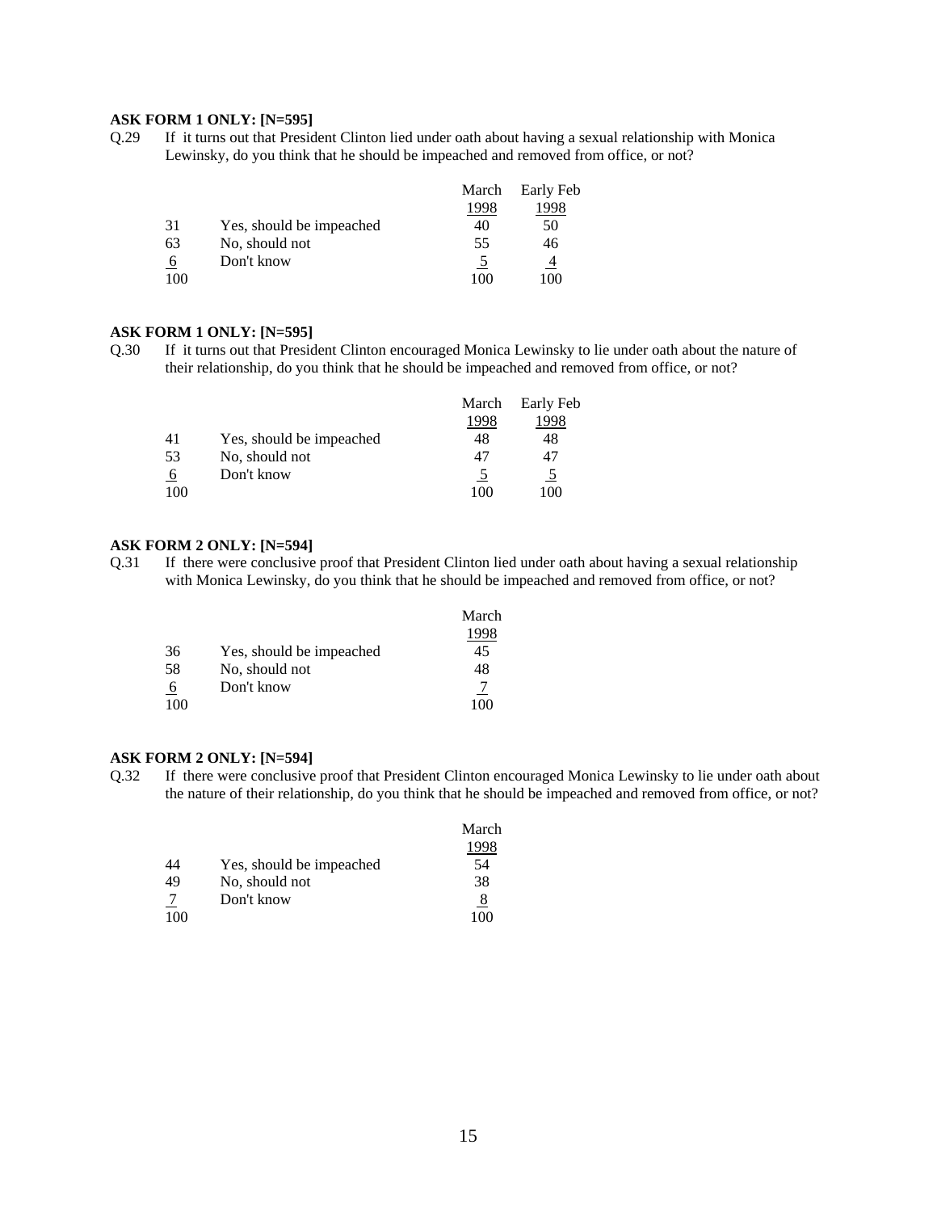**ASK FORM 1 ONLY: [N=595]**

Q.29 If it turns out that President Clinton lied under oath about having a sexual relationship with Monica Lewinsky, do you think that he should be impeached and removed from office, or not?

| | | March 1998 | Early Feb 1998 |
|---|---|---|---|
| 31 | Yes, should be impeached | 40 | 50 |
| 63 | No, should not | 55 | 46 |
| 6 | Don't know | 5 | 4 |
| 100 | | 100 | 100 |

**ASK FORM 1 ONLY: [N=595]**

Q.30 If it turns out that President Clinton encouraged Monica Lewinsky to lie under oath about the nature of their relationship, do you think that he should be impeached and removed from office, or not?

| | | March 1998 | Early Feb 1998 |
|---|---|---|---|
| 41 | Yes, should be impeached | 48 | 48 |
| 53 | No, should not | 47 | 47 |
| 6 | Don't know | 5 | 5 |
| 100 | | 100 | 100 |

**ASK FORM 2 ONLY: [N=594]**

Q.31 If there were conclusive proof that President Clinton lied under oath about having a sexual relationship with Monica Lewinsky, do you think that he should be impeached and removed from office, or not?

| | | March 1998 |
|---|---|---|
| 36 | Yes, should be impeached | 45 |
| 58 | No, should not | 48 |
| 6 | Don't know | 7 |
| 100 | | 100 |

**ASK FORM 2 ONLY: [N=594]**

Q.32 If there were conclusive proof that President Clinton encouraged Monica Lewinsky to lie under oath about the nature of their relationship, do you think that he should be impeached and removed from office, or not?

| | | March 1998 |
|---|---|---|
| 44 | Yes, should be impeached | 54 |
| 49 | No, should not | 38 |
| 7 | Don't know | 8 |
| 100 | | 100 |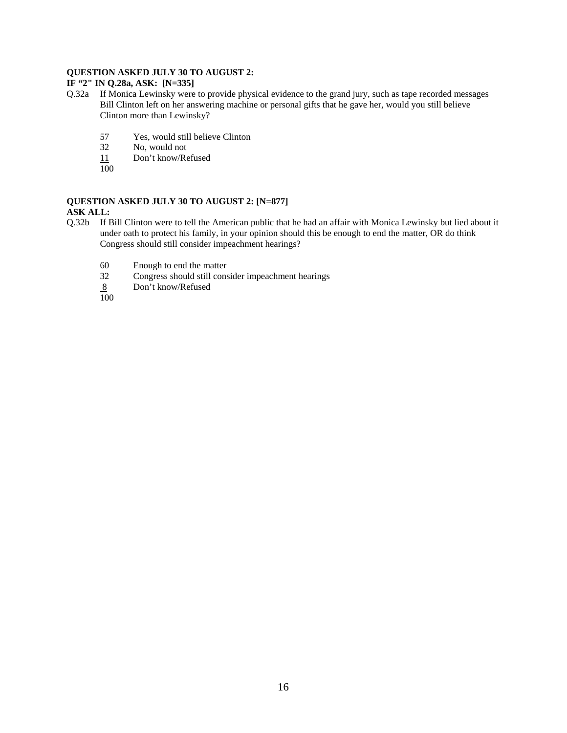**QUESTION ASKED JULY 30 TO AUGUST 2:**
**IF "2" IN Q.28a, ASK: [N=335]**

Q.32a If Monica Lewinsky were to provide physical evidence to the grand jury, such as tape recorded messages Bill Clinton left on her answering machine or personal gifts that he gave her, would you still believe Clinton more than Lewinsky?

| | |
|---|---|
| 57 | Yes, would still believe Clinton |
| 32 | No, would not |
| 11 | Don't know/Refused |
| 100 | |

**QUESTION ASKED JULY 30 TO AUGUST 2: [N=877]**
**ASK ALL:**

Q.32b If Bill Clinton were to tell the American public that he had an affair with Monica Lewinsky but lied about it under oath to protect his family, in your opinion should this be enough to end the matter, OR do think Congress should still consider impeachment hearings?

| | |
|---|---|
| 60 | Enough to end the matter |
| 32 | Congress should still consider impeachment hearings |
| 8 | Don't know/Refused |
| 100 | |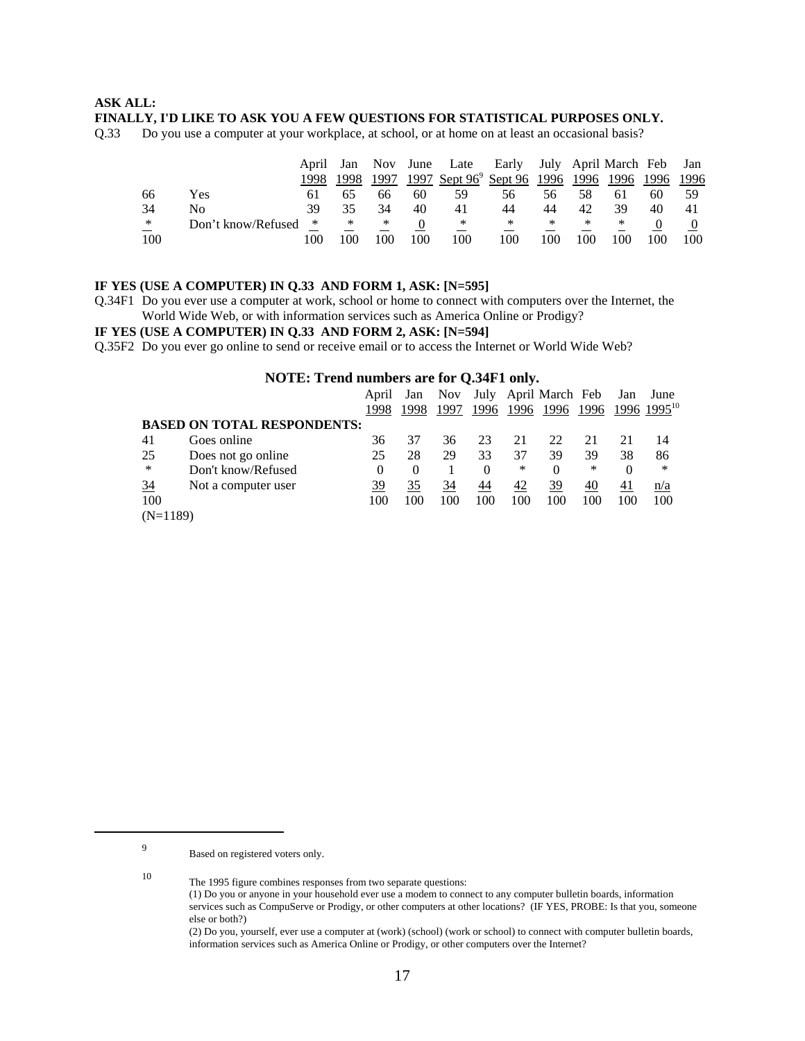**ASK ALL:**

**FINALLY, I'D LIKE TO ASK YOU A FEW QUESTIONS FOR STATISTICAL PURPOSES ONLY.**

Q.33 Do you use a computer at your workplace, at school, or at home on at least an occasional basis?

| | | April 1998 | Jan 1998 | Nov 1997 | June 1997 | Late Sept 96[9] | Early Sept 96 | July 1996 | April 1996 | March 1996 | Feb 1996 | Jan 1996 |
|---|---|---|---|---|---|---|---|---|---|---|---|---|
| 66 | Yes | 61 | 65 | 66 | 60 | 59 | 56 | 56 | 58 | 61 | 60 | 59 |
| 34 | No | 39 | 35 | 34 | 40 | 41 | 44 | 44 | 42 | 39 | 40 | 41 |
| * | Don't know/Refused | * | * | * | 0 | * | * | * | * | * | 0 | 0 |
| 100 | | 100 | 100 | 100 | 100 | 100 | 100 | 100 | 100 | 100 | 100 | 100 |

**IF YES (USE A COMPUTER) IN Q.33 AND FORM 1, ASK: [N=595]**

Q.34F1 Do you ever use a computer at work, school or home to connect with computers over the Internet, the World Wide Web, or with information services such as America Online or Prodigy?

**IF YES (USE A COMPUTER) IN Q.33 AND FORM 2, ASK: [N=594]**

Q.35F2 Do you ever go online to send or receive email or to access the Internet or World Wide Web?

**NOTE: Trend numbers are for Q.34F1 only.**

| | | April 1998 | Jan 1998 | Nov 1997 | July 1996 | April 1996 | March 1996 | Feb 1996 | Jan 1996 | June 1995[10] |
|---|---|---|---|---|---|---|---|---|---|---|
| **BASED ON TOTAL RESPONDENTS:** | | | | | | | | | | |
| 41 | Goes online | 36 | 37 | 36 | 23 | 21 | 22 | 21 | 21 | 14 |
| 25 | Does not go online | 25 | 28 | 29 | 33 | 37 | 39 | 39 | 38 | 86 |
| * | Don't know/Refused | 0 | 0 | 1 | 0 | * | 0 | * | 0 | * |
| 34 | Not a computer user | 39 | 35 | 34 | 44 | 42 | 39 | 40 | 41 | n/a |
| 100 | | 100 | 100 | 100 | 100 | 100 | 100 | 100 | 100 | 100 |
| (N=1189) | | | | | | | | | | |

---

[9] Based on registered voters only.

[10] The 1995 figure combines responses from two separate questions:
(1) Do you or anyone in your household ever use a modem to connect to any computer bulletin boards, information services such as CompuServe or Prodigy, or other computers at other locations? (IF YES, PROBE: Is that you, someone else or both?)
(2) Do you, yourself, ever use a computer at (work) (school) (work or school) to connect with computer bulletin boards, information services such as America Online or Prodigy, or other computers over the Internet?